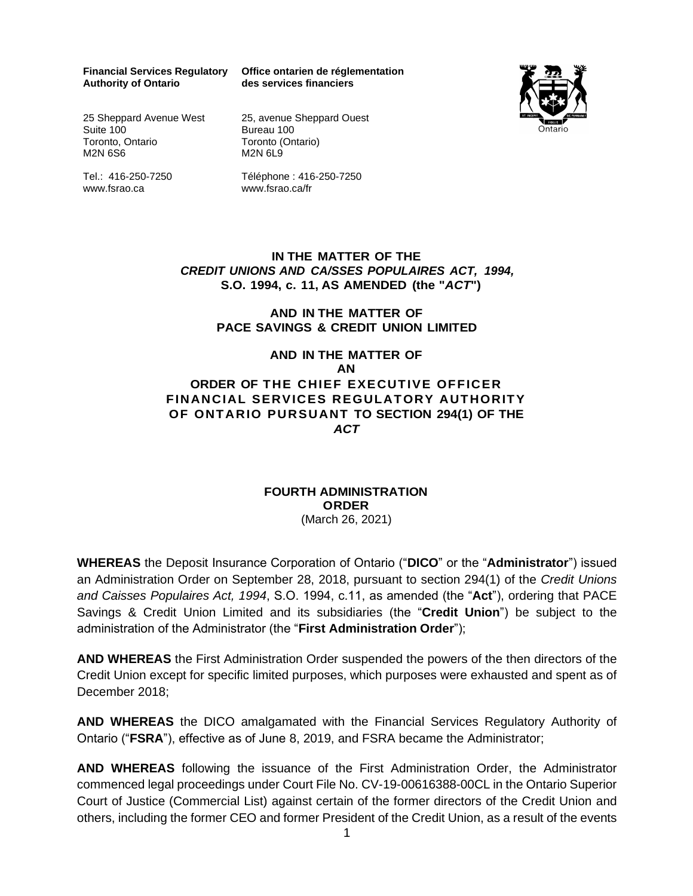**Financial Services Regulatory Authority of Ontario**

**Office ontarien de réglementation des services financiers**

25 Sheppard Avenue West
Suite 100
Toronto, Ontario
M2N 6S6

25, avenue Sheppard Ouest
Bureau 100
Toronto (Ontario)
M2N 6L9

Tel.: 416-250-7250
www.fsrao.ca

Téléphone : 416-250-7250
www.fsrao.ca/fr

**IN THE MATTER OF THE**
***CREDIT UNIONS AND CA/SSES POPULAIRES ACT, 1994,***
**S.O. 1994, c. 11, AS AMENDED (the "*ACT*")**

**AND IN THE MATTER OF**
**PACE SAVINGS & CREDIT UNION LIMITED**

**AND IN THE MATTER OF**
**AN**
**ORDER OF THE CHIEF EXECUTIVE OFFICER FINANCIAL SERVICES REGULATORY AUTHORITY OF ONTARIO PURSUANT TO SECTION 294(1) OF THE *ACT***

# FOURTH ADMINISTRATION ORDER

(March 26, 2021)

**WHEREAS** the Deposit Insurance Corporation of Ontario ("**DICO**" or the "**Administrator**") issued an Administration Order on September 28, 2018, pursuant to section 294(1) of the *Credit Unions and Caisses Populaires Act, 1994*, S.O. 1994, c.11, as amended (the "**Act**"), ordering that PACE Savings & Credit Union Limited and its subsidiaries (the "**Credit Union**") be subject to the administration of the Administrator (the "**First Administration Order**");

**AND WHEREAS** the First Administration Order suspended the powers of the then directors of the Credit Union except for specific limited purposes, which purposes were exhausted and spent as of December 2018;

**AND WHEREAS** the DICO amalgamated with the Financial Services Regulatory Authority of Ontario ("**FSRA**"), effective as of June 8, 2019, and FSRA became the Administrator;

**AND WHEREAS** following the issuance of the First Administration Order, the Administrator commenced legal proceedings under Court File No. CV-19-00616388-00CL in the Ontario Superior Court of Justice (Commercial List) against certain of the former directors of the Credit Union and others, including the former CEO and former President of the Credit Union, as a result of the events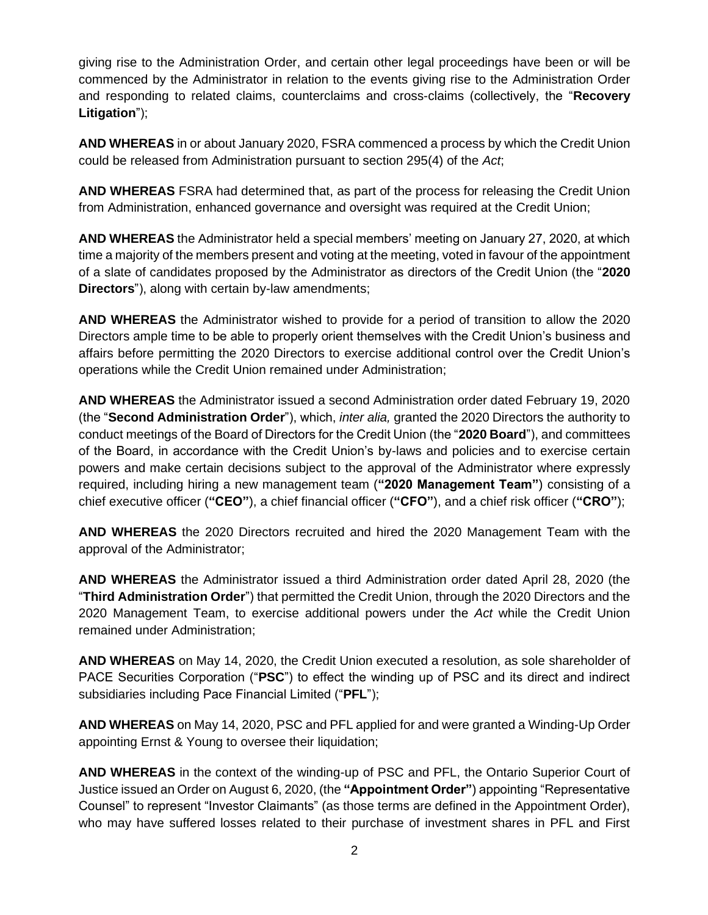giving rise to the Administration Order, and certain other legal proceedings have been or will be commenced by the Administrator in relation to the events giving rise to the Administration Order and responding to related claims, counterclaims and cross-claims (collectively, the "**Recovery Litigation**");

**AND WHEREAS** in or about January 2020, FSRA commenced a process by which the Credit Union could be released from Administration pursuant to section 295(4) of the *Act*;

**AND WHEREAS** FSRA had determined that, as part of the process for releasing the Credit Union from Administration, enhanced governance and oversight was required at the Credit Union;

**AND WHEREAS** the Administrator held a special members' meeting on January 27, 2020, at which time a majority of the members present and voting at the meeting, voted in favour of the appointment of a slate of candidates proposed by the Administrator as directors of the Credit Union (the "**2020 Directors**"), along with certain by-law amendments;

**AND WHEREAS** the Administrator wished to provide for a period of transition to allow the 2020 Directors ample time to be able to properly orient themselves with the Credit Union's business and affairs before permitting the 2020 Directors to exercise additional control over the Credit Union's operations while the Credit Union remained under Administration;

**AND WHEREAS** the Administrator issued a second Administration order dated February 19, 2020 (the "**Second Administration Order**"), which, *inter alia,* granted the 2020 Directors the authority to conduct meetings of the Board of Directors for the Credit Union (the "**2020 Board**"), and committees of the Board, in accordance with the Credit Union's by-laws and policies and to exercise certain powers and make certain decisions subject to the approval of the Administrator where expressly required, including hiring a new management team (**"2020 Management Team"**) consisting of a chief executive officer (**"CEO"**), a chief financial officer (**"CFO"**), and a chief risk officer (**"CRO"**);

**AND WHEREAS** the 2020 Directors recruited and hired the 2020 Management Team with the approval of the Administrator;

**AND WHEREAS** the Administrator issued a third Administration order dated April 28, 2020 (the "**Third Administration Order**") that permitted the Credit Union, through the 2020 Directors and the 2020 Management Team, to exercise additional powers under the *Act* while the Credit Union remained under Administration;

**AND WHEREAS** on May 14, 2020, the Credit Union executed a resolution, as sole shareholder of PACE Securities Corporation ("**PSC**") to effect the winding up of PSC and its direct and indirect subsidiaries including Pace Financial Limited ("**PFL**");

**AND WHEREAS** on May 14, 2020, PSC and PFL applied for and were granted a Winding-Up Order appointing Ernst & Young to oversee their liquidation;

**AND WHEREAS** in the context of the winding-up of PSC and PFL, the Ontario Superior Court of Justice issued an Order on August 6, 2020, (the **"Appointment Order"**) appointing "Representative Counsel" to represent "Investor Claimants" (as those terms are defined in the Appointment Order), who may have suffered losses related to their purchase of investment shares in PFL and First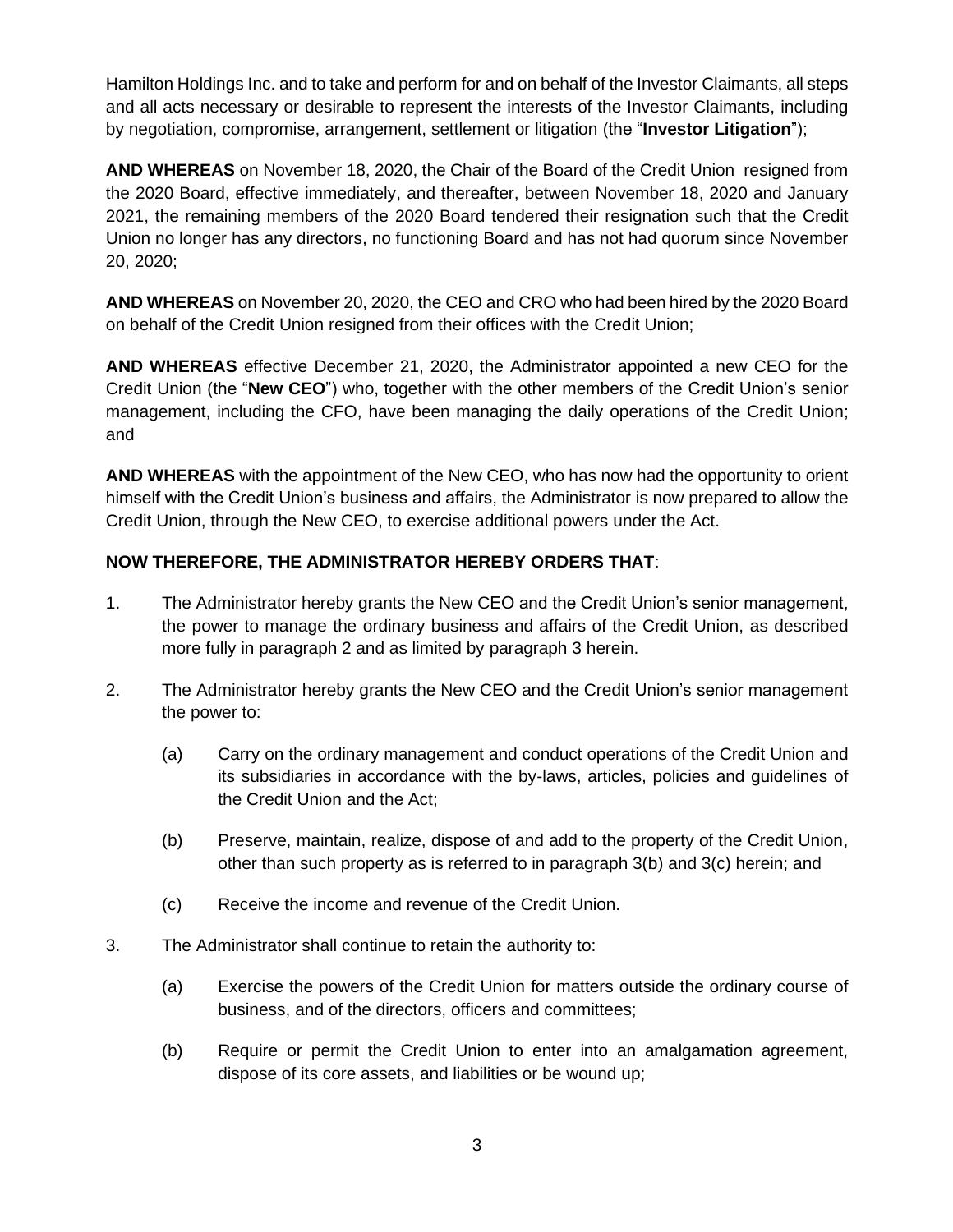Hamilton Holdings Inc. and to take and perform for and on behalf of the Investor Claimants, all steps and all acts necessary or desirable to represent the interests of the Investor Claimants, including by negotiation, compromise, arrangement, settlement or litigation (the "**Investor Litigation**");

**AND WHEREAS** on November 18, 2020, the Chair of the Board of the Credit Union resigned from the 2020 Board, effective immediately, and thereafter, between November 18, 2020 and January 2021, the remaining members of the 2020 Board tendered their resignation such that the Credit Union no longer has any directors, no functioning Board and has not had quorum since November 20, 2020;

**AND WHEREAS** on November 20, 2020, the CEO and CRO who had been hired by the 2020 Board on behalf of the Credit Union resigned from their offices with the Credit Union;

**AND WHEREAS** effective December 21, 2020, the Administrator appointed a new CEO for the Credit Union (the "**New CEO**") who, together with the other members of the Credit Union's senior management, including the CFO, have been managing the daily operations of the Credit Union; and

**AND WHEREAS** with the appointment of the New CEO, who has now had the opportunity to orient himself with the Credit Union's business and affairs, the Administrator is now prepared to allow the Credit Union, through the New CEO, to exercise additional powers under the Act.

**NOW THEREFORE, THE ADMINISTRATOR HEREBY ORDERS THAT**:

1. The Administrator hereby grants the New CEO and the Credit Union's senior management, the power to manage the ordinary business and affairs of the Credit Union, as described more fully in paragraph 2 and as limited by paragraph 3 herein.

2. The Administrator hereby grants the New CEO and the Credit Union's senior management the power to:

   (a) Carry on the ordinary management and conduct operations of the Credit Union and its subsidiaries in accordance with the by-laws, articles, policies and guidelines of the Credit Union and the Act;

   (b) Preserve, maintain, realize, dispose of and add to the property of the Credit Union, other than such property as is referred to in paragraph 3(b) and 3(c) herein; and

   (c) Receive the income and revenue of the Credit Union.

3. The Administrator shall continue to retain the authority to:

   (a) Exercise the powers of the Credit Union for matters outside the ordinary course of business, and of the directors, officers and committees;

   (b) Require or permit the Credit Union to enter into an amalgamation agreement, dispose of its core assets, and liabilities or be wound up;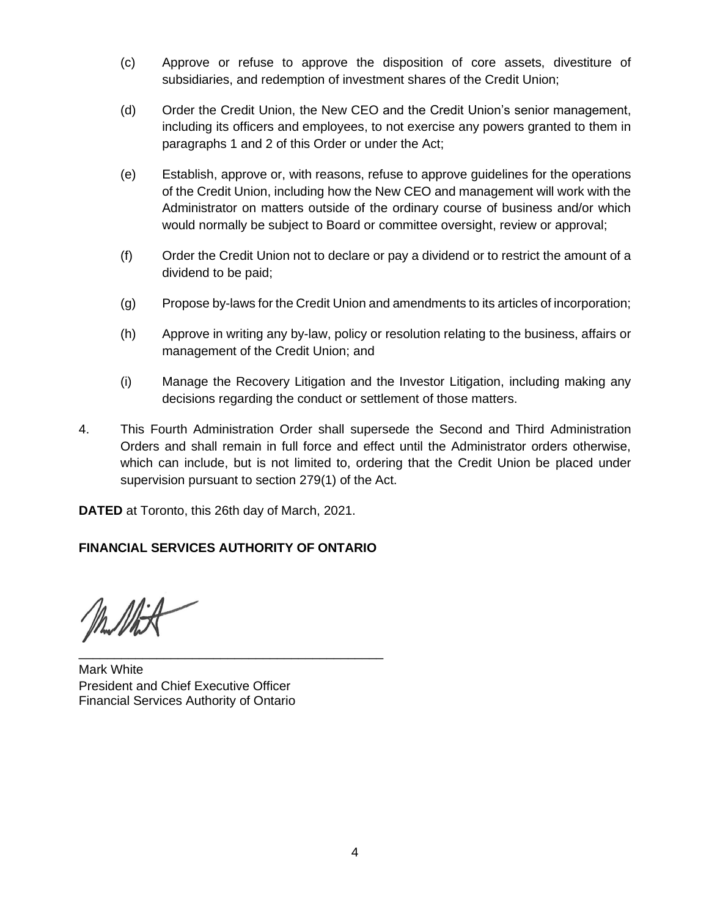(c) Approve or refuse to approve the disposition of core assets, divestiture of subsidiaries, and redemption of investment shares of the Credit Union;

(d) Order the Credit Union, the New CEO and the Credit Union's senior management, including its officers and employees, to not exercise any powers granted to them in paragraphs 1 and 2 of this Order or under the Act;

(e) Establish, approve or, with reasons, refuse to approve guidelines for the operations of the Credit Union, including how the New CEO and management will work with the Administrator on matters outside of the ordinary course of business and/or which would normally be subject to Board or committee oversight, review or approval;

(f) Order the Credit Union not to declare or pay a dividend or to restrict the amount of a dividend to be paid;

(g) Propose by-laws for the Credit Union and amendments to its articles of incorporation;

(h) Approve in writing any by-law, policy or resolution relating to the business, affairs or management of the Credit Union; and

(i) Manage the Recovery Litigation and the Investor Litigation, including making any decisions regarding the conduct or settlement of those matters.

4. This Fourth Administration Order shall supersede the Second and Third Administration Orders and shall remain in full force and effect until the Administrator orders otherwise, which can include, but is not limited to, ordering that the Credit Union be placed under supervision pursuant to section 279(1) of the Act.

**DATED** at Toronto, this 26th day of March, 2021.

**FINANCIAL SERVICES AUTHORITY OF ONTARIO**

\_\_\_\_\_\_\_\_\_\_\_\_\_\_\_\_\_\_\_\_\_\_\_\_\_\_\_\_\_\_\_\_\_\_\_\_\_\_\_\_\_\_

Mark White
President and Chief Executive Officer
Financial Services Authority of Ontario